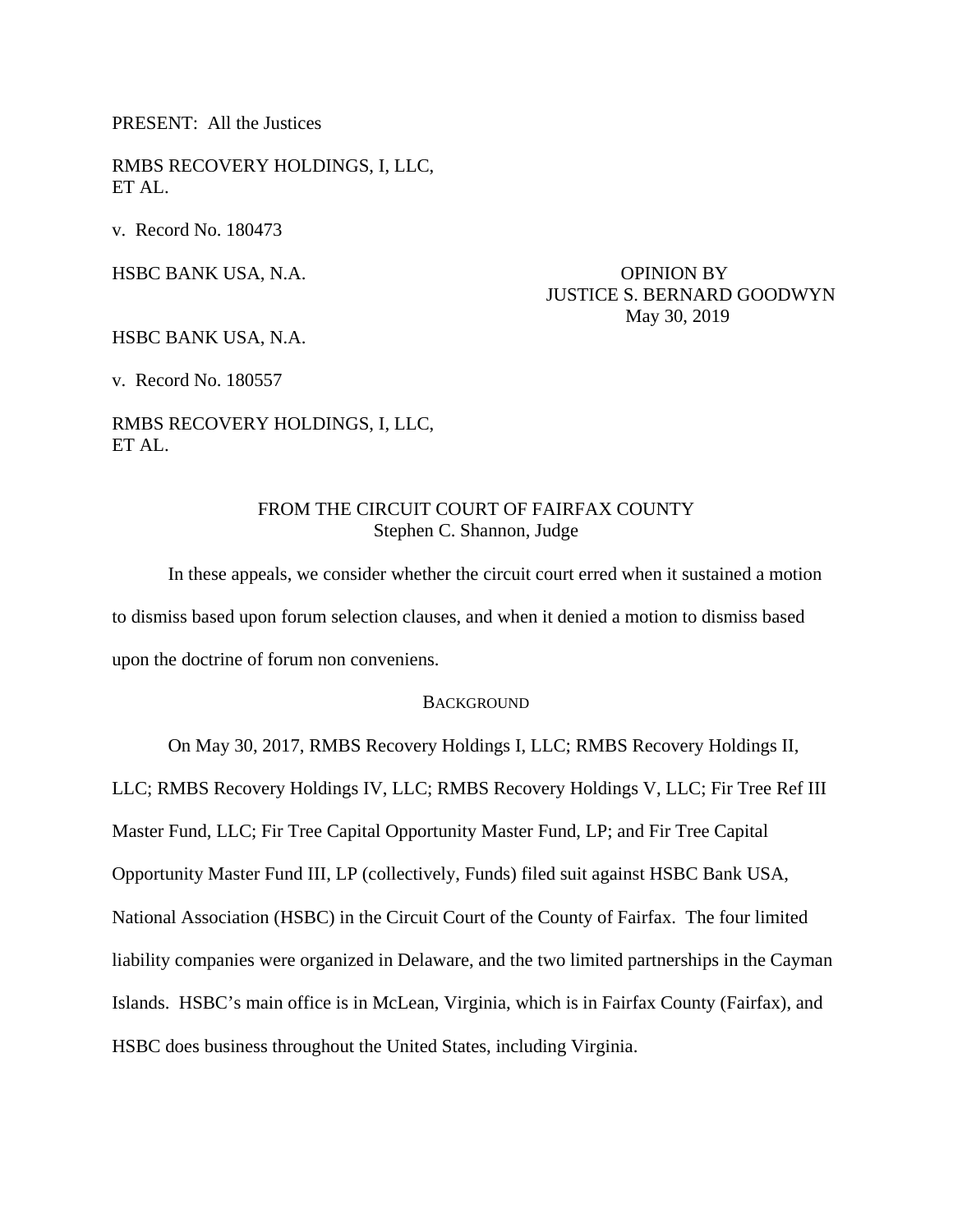PRESENT: All the Justices

RMBS RECOVERY HOLDINGS, I, LLC,
ET AL.

v. Record No. 180473

HSBC BANK USA, N.A.

OPINION BY
JUSTICE S. BERNARD GOODWYN
May 30, 2019

HSBC BANK USA, N.A.

v. Record No. 180557

RMBS RECOVERY HOLDINGS, I, LLC,
ET AL.

FROM THE CIRCUIT COURT OF FAIRFAX COUNTY
Stephen C. Shannon, Judge

In these appeals, we consider whether the circuit court erred when it sustained a motion to dismiss based upon forum selection clauses, and when it denied a motion to dismiss based upon the doctrine of forum non conveniens.

## BACKGROUND

On May 30, 2017, RMBS Recovery Holdings I, LLC; RMBS Recovery Holdings II, LLC; RMBS Recovery Holdings IV, LLC; RMBS Recovery Holdings V, LLC; Fir Tree Ref III Master Fund, LLC; Fir Tree Capital Opportunity Master Fund, LP; and Fir Tree Capital Opportunity Master Fund III, LP (collectively, Funds) filed suit against HSBC Bank USA, National Association (HSBC) in the Circuit Court of the County of Fairfax. The four limited liability companies were organized in Delaware, and the two limited partnerships in the Cayman Islands. HSBC's main office is in McLean, Virginia, which is in Fairfax County (Fairfax), and HSBC does business throughout the United States, including Virginia.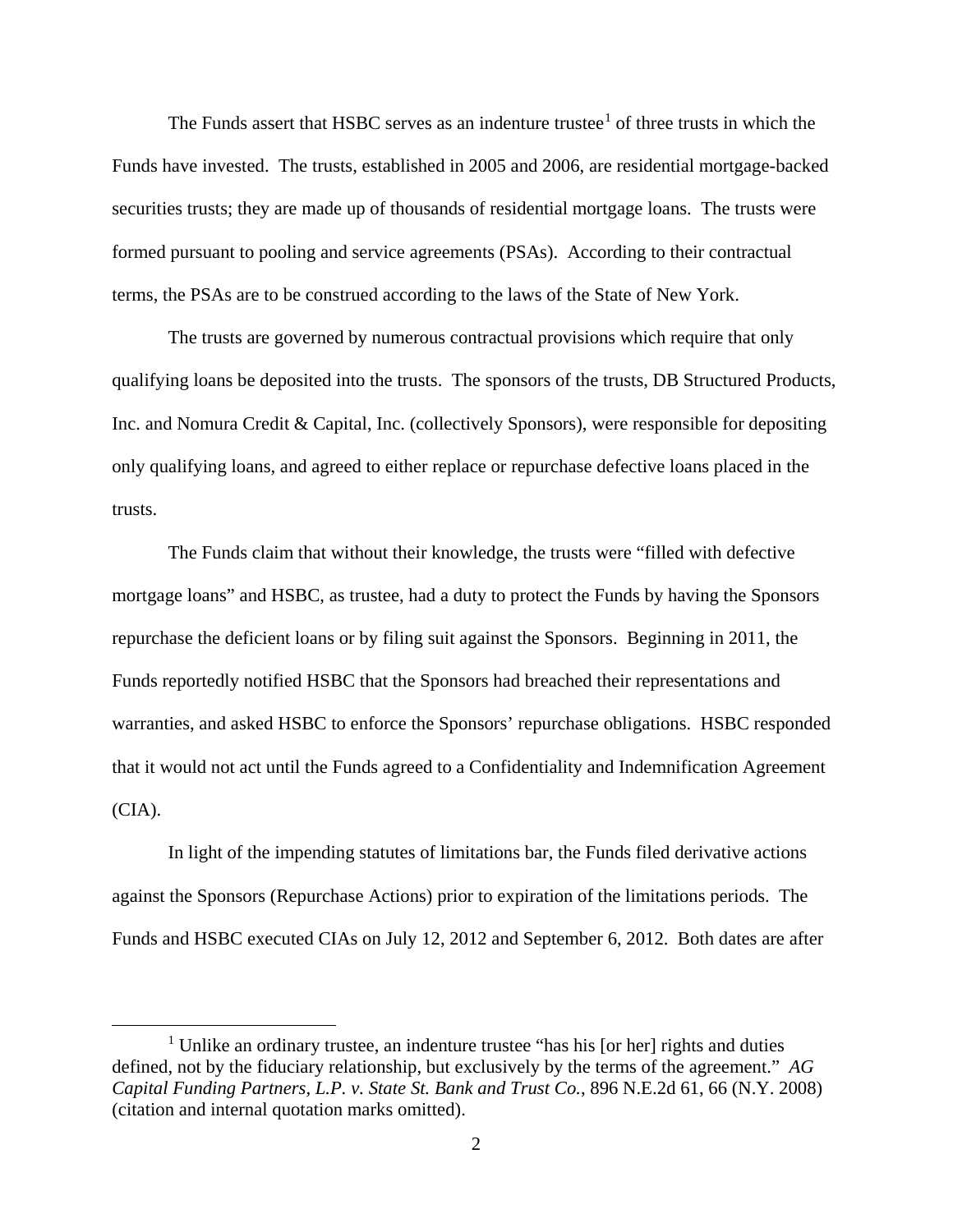The Funds assert that HSBC serves as an indenture trustee[1] of three trusts in which the Funds have invested. The trusts, established in 2005 and 2006, are residential mortgage-backed securities trusts; they are made up of thousands of residential mortgage loans. The trusts were formed pursuant to pooling and service agreements (PSAs). According to their contractual terms, the PSAs are to be construed according to the laws of the State of New York.

The trusts are governed by numerous contractual provisions which require that only qualifying loans be deposited into the trusts. The sponsors of the trusts, DB Structured Products, Inc. and Nomura Credit & Capital, Inc. (collectively Sponsors), were responsible for depositing only qualifying loans, and agreed to either replace or repurchase defective loans placed in the trusts.

The Funds claim that without their knowledge, the trusts were "filled with defective mortgage loans" and HSBC, as trustee, had a duty to protect the Funds by having the Sponsors repurchase the deficient loans or by filing suit against the Sponsors. Beginning in 2011, the Funds reportedly notified HSBC that the Sponsors had breached their representations and warranties, and asked HSBC to enforce the Sponsors' repurchase obligations. HSBC responded that it would not act until the Funds agreed to a Confidentiality and Indemnification Agreement (CIA).

In light of the impending statutes of limitations bar, the Funds filed derivative actions against the Sponsors (Repurchase Actions) prior to expiration of the limitations periods. The Funds and HSBC executed CIAs on July 12, 2012 and September 6, 2012. Both dates are after

---

[1] Unlike an ordinary trustee, an indenture trustee "has his [or her] rights and duties defined, not by the fiduciary relationship, but exclusively by the terms of the agreement." *AG Capital Funding Partners, L.P. v. State St. Bank and Trust Co.*, 896 N.E.2d 61, 66 (N.Y. 2008) (citation and internal quotation marks omitted).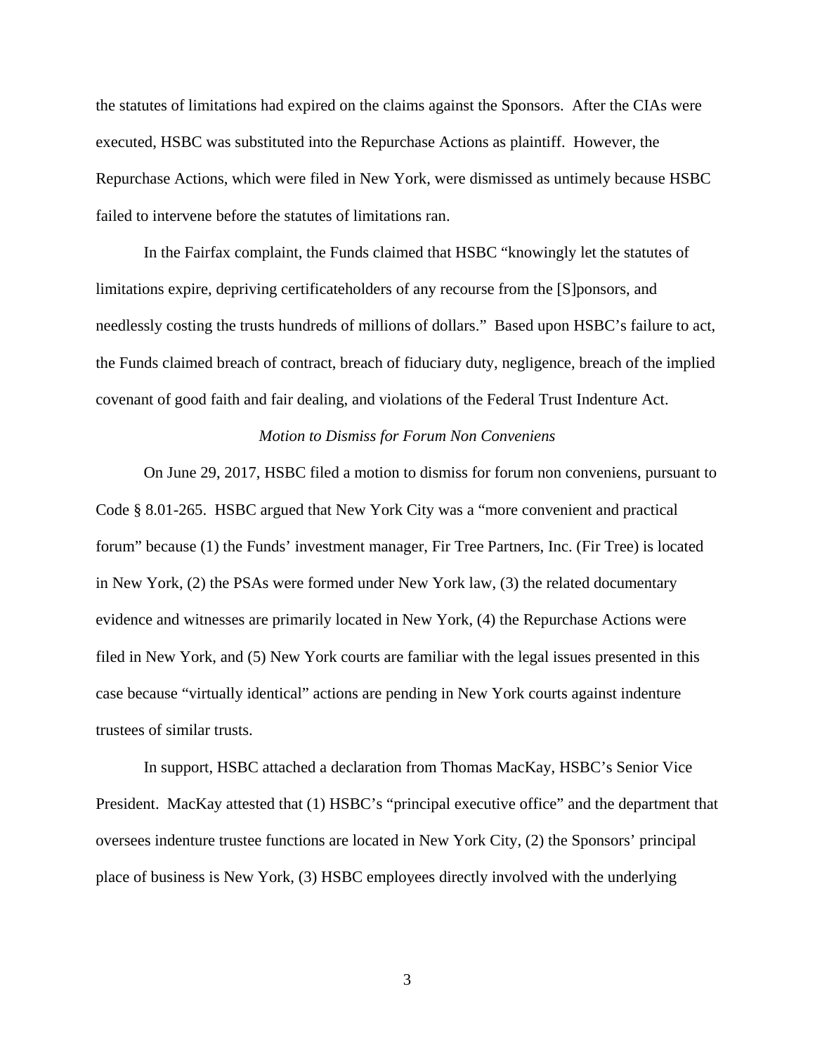the statutes of limitations had expired on the claims against the Sponsors. After the CIAs were executed, HSBC was substituted into the Repurchase Actions as plaintiff. However, the Repurchase Actions, which were filed in New York, were dismissed as untimely because HSBC failed to intervene before the statutes of limitations ran.

In the Fairfax complaint, the Funds claimed that HSBC "knowingly let the statutes of limitations expire, depriving certificateholders of any recourse from the [S]ponsors, and needlessly costing the trusts hundreds of millions of dollars." Based upon HSBC's failure to act, the Funds claimed breach of contract, breach of fiduciary duty, negligence, breach of the implied covenant of good faith and fair dealing, and violations of the Federal Trust Indenture Act.

*Motion to Dismiss for Forum Non Conveniens*

On June 29, 2017, HSBC filed a motion to dismiss for forum non conveniens, pursuant to Code § 8.01-265. HSBC argued that New York City was a "more convenient and practical forum" because (1) the Funds' investment manager, Fir Tree Partners, Inc. (Fir Tree) is located in New York, (2) the PSAs were formed under New York law, (3) the related documentary evidence and witnesses are primarily located in New York, (4) the Repurchase Actions were filed in New York, and (5) New York courts are familiar with the legal issues presented in this case because "virtually identical" actions are pending in New York courts against indenture trustees of similar trusts.

In support, HSBC attached a declaration from Thomas MacKay, HSBC's Senior Vice President. MacKay attested that (1) HSBC's "principal executive office" and the department that oversees indenture trustee functions are located in New York City, (2) the Sponsors' principal place of business is New York, (3) HSBC employees directly involved with the underlying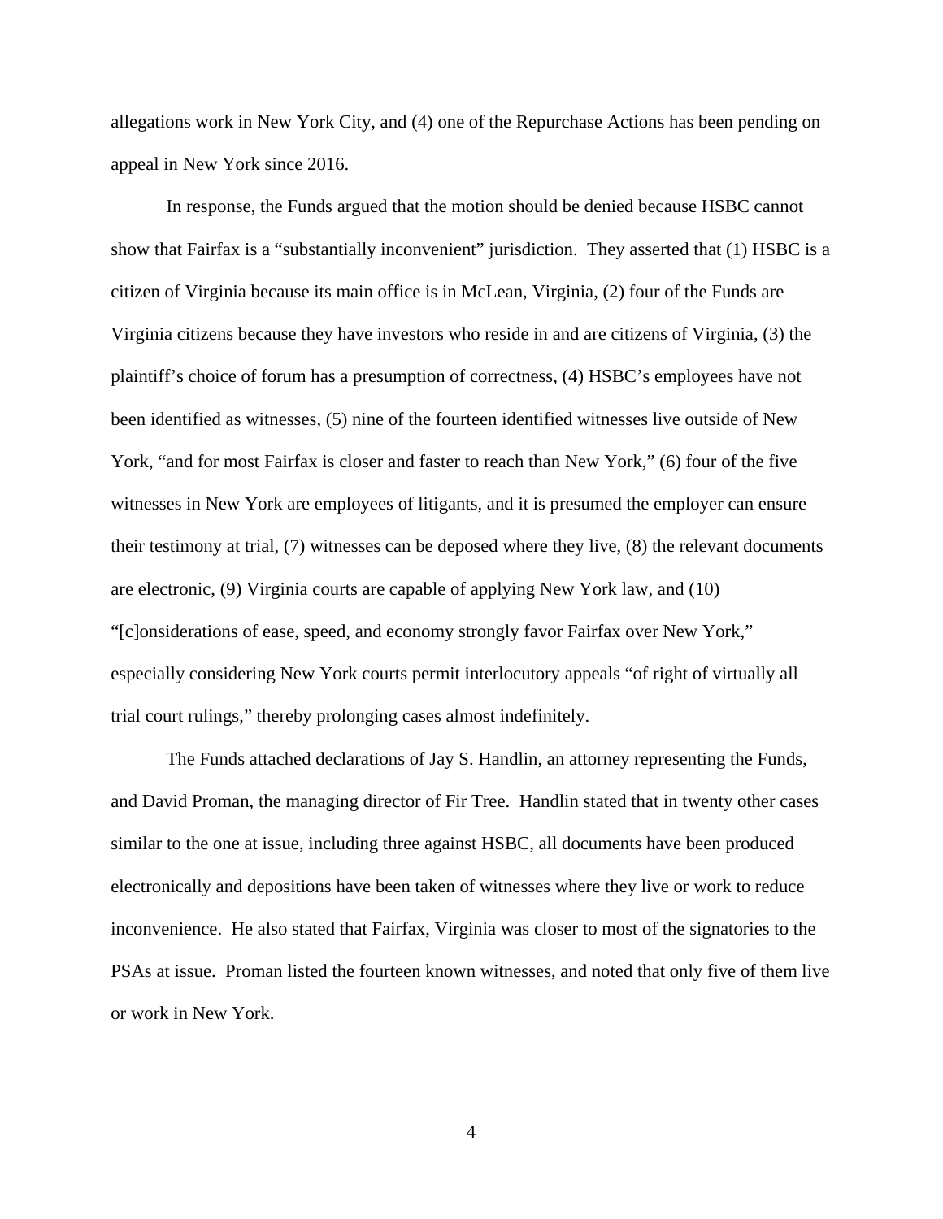allegations work in New York City, and (4) one of the Repurchase Actions has been pending on appeal in New York since 2016.

In response, the Funds argued that the motion should be denied because HSBC cannot show that Fairfax is a "substantially inconvenient" jurisdiction. They asserted that (1) HSBC is a citizen of Virginia because its main office is in McLean, Virginia, (2) four of the Funds are Virginia citizens because they have investors who reside in and are citizens of Virginia, (3) the plaintiff's choice of forum has a presumption of correctness, (4) HSBC's employees have not been identified as witnesses, (5) nine of the fourteen identified witnesses live outside of New York, "and for most Fairfax is closer and faster to reach than New York," (6) four of the five witnesses in New York are employees of litigants, and it is presumed the employer can ensure their testimony at trial, (7) witnesses can be deposed where they live, (8) the relevant documents are electronic, (9) Virginia courts are capable of applying New York law, and (10) "[c]onsiderations of ease, speed, and economy strongly favor Fairfax over New York," especially considering New York courts permit interlocutory appeals "of right of virtually all trial court rulings," thereby prolonging cases almost indefinitely.

The Funds attached declarations of Jay S. Handlin, an attorney representing the Funds, and David Proman, the managing director of Fir Tree. Handlin stated that in twenty other cases similar to the one at issue, including three against HSBC, all documents have been produced electronically and depositions have been taken of witnesses where they live or work to reduce inconvenience. He also stated that Fairfax, Virginia was closer to most of the signatories to the PSAs at issue. Proman listed the fourteen known witnesses, and noted that only five of them live or work in New York.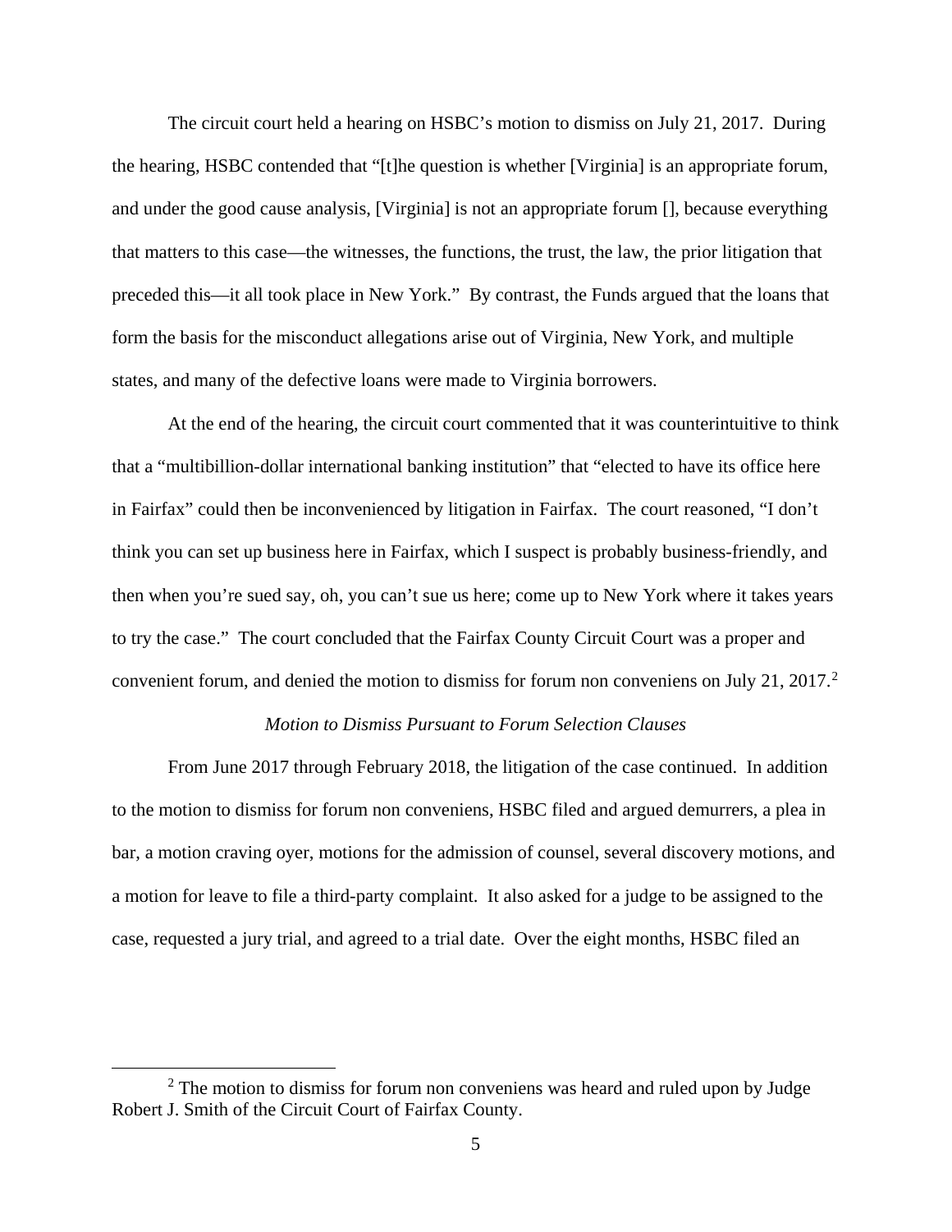The circuit court held a hearing on HSBC's motion to dismiss on July 21, 2017. During the hearing, HSBC contended that "[t]he question is whether [Virginia] is an appropriate forum, and under the good cause analysis, [Virginia] is not an appropriate forum [], because everything that matters to this case—the witnesses, the functions, the trust, the law, the prior litigation that preceded this—it all took place in New York." By contrast, the Funds argued that the loans that form the basis for the misconduct allegations arise out of Virginia, New York, and multiple states, and many of the defective loans were made to Virginia borrowers.

At the end of the hearing, the circuit court commented that it was counterintuitive to think that a "multibillion-dollar international banking institution" that "elected to have its office here in Fairfax" could then be inconvenienced by litigation in Fairfax. The court reasoned, "I don't think you can set up business here in Fairfax, which I suspect is probably business-friendly, and then when you're sued say, oh, you can't sue us here; come up to New York where it takes years to try the case." The court concluded that the Fairfax County Circuit Court was a proper and convenient forum, and denied the motion to dismiss for forum non conveniens on July 21, 2017.[2]

*Motion to Dismiss Pursuant to Forum Selection Clauses*

From June 2017 through February 2018, the litigation of the case continued. In addition to the motion to dismiss for forum non conveniens, HSBC filed and argued demurrers, a plea in bar, a motion craving oyer, motions for the admission of counsel, several discovery motions, and a motion for leave to file a third-party complaint. It also asked for a judge to be assigned to the case, requested a jury trial, and agreed to a trial date. Over the eight months, HSBC filed an

[2] The motion to dismiss for forum non conveniens was heard and ruled upon by Judge Robert J. Smith of the Circuit Court of Fairfax County.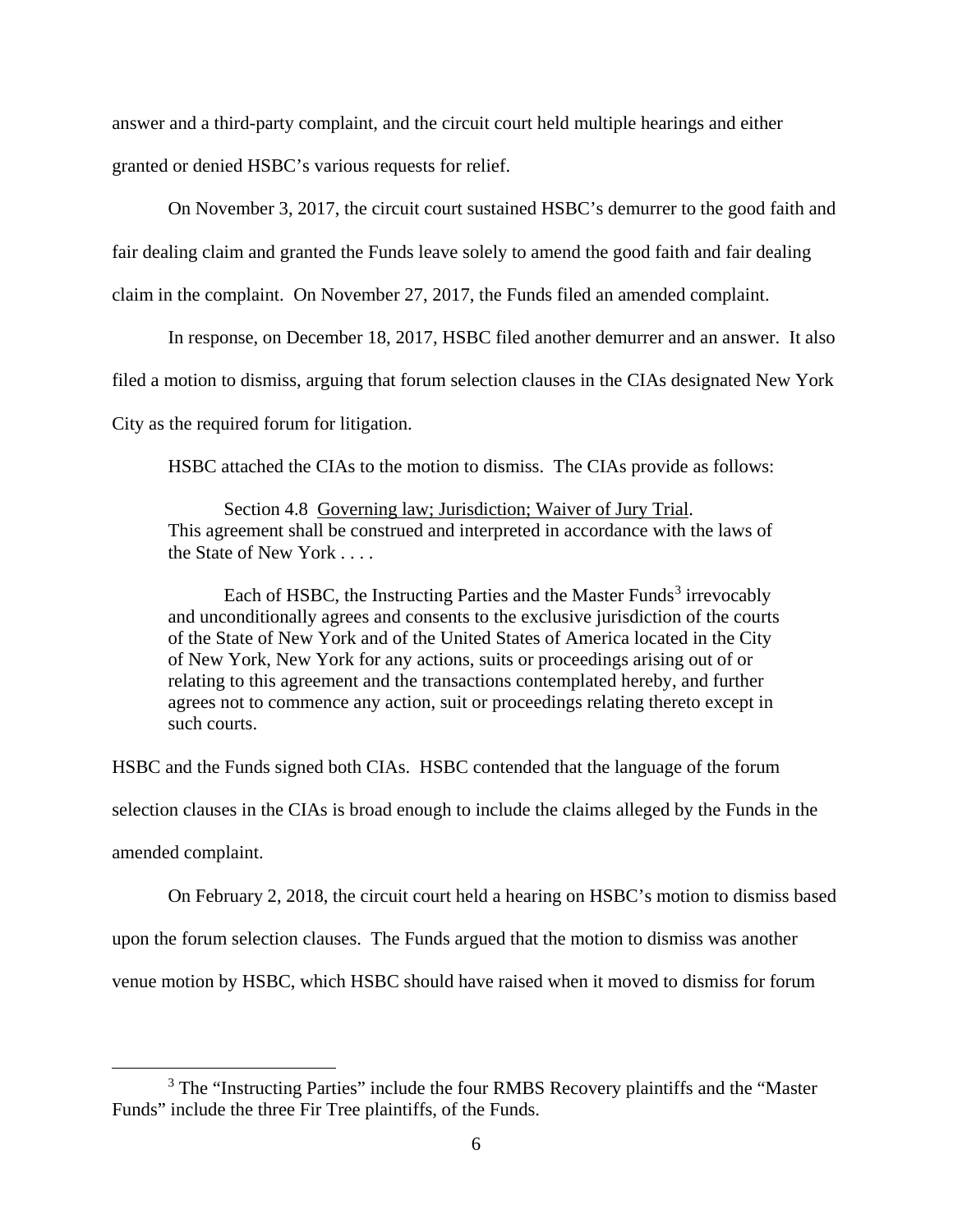answer and a third-party complaint, and the circuit court held multiple hearings and either granted or denied HSBC's various requests for relief.

On November 3, 2017, the circuit court sustained HSBC's demurrer to the good faith and fair dealing claim and granted the Funds leave solely to amend the good faith and fair dealing claim in the complaint. On November 27, 2017, the Funds filed an amended complaint.

In response, on December 18, 2017, HSBC filed another demurrer and an answer. It also filed a motion to dismiss, arguing that forum selection clauses in the CIAs designated New York City as the required forum for litigation.

HSBC attached the CIAs to the motion to dismiss. The CIAs provide as follows:

> Section 4.8 Governing law; Jurisdiction; Waiver of Jury Trial. This agreement shall be construed and interpreted in accordance with the laws of the State of New York . . . .
>
> Each of HSBC, the Instructing Parties and the Master Funds[3] irrevocably and unconditionally agrees and consents to the exclusive jurisdiction of the courts of the State of New York and of the United States of America located in the City of New York, New York for any actions, suits or proceedings arising out of or relating to this agreement and the transactions contemplated hereby, and further agrees not to commence any action, suit or proceedings relating thereto except in such courts.

HSBC and the Funds signed both CIAs. HSBC contended that the language of the forum selection clauses in the CIAs is broad enough to include the claims alleged by the Funds in the amended complaint.

On February 2, 2018, the circuit court held a hearing on HSBC's motion to dismiss based upon the forum selection clauses. The Funds argued that the motion to dismiss was another venue motion by HSBC, which HSBC should have raised when it moved to dismiss for forum

[3] The "Instructing Parties" include the four RMBS Recovery plaintiffs and the "Master Funds" include the three Fir Tree plaintiffs, of the Funds.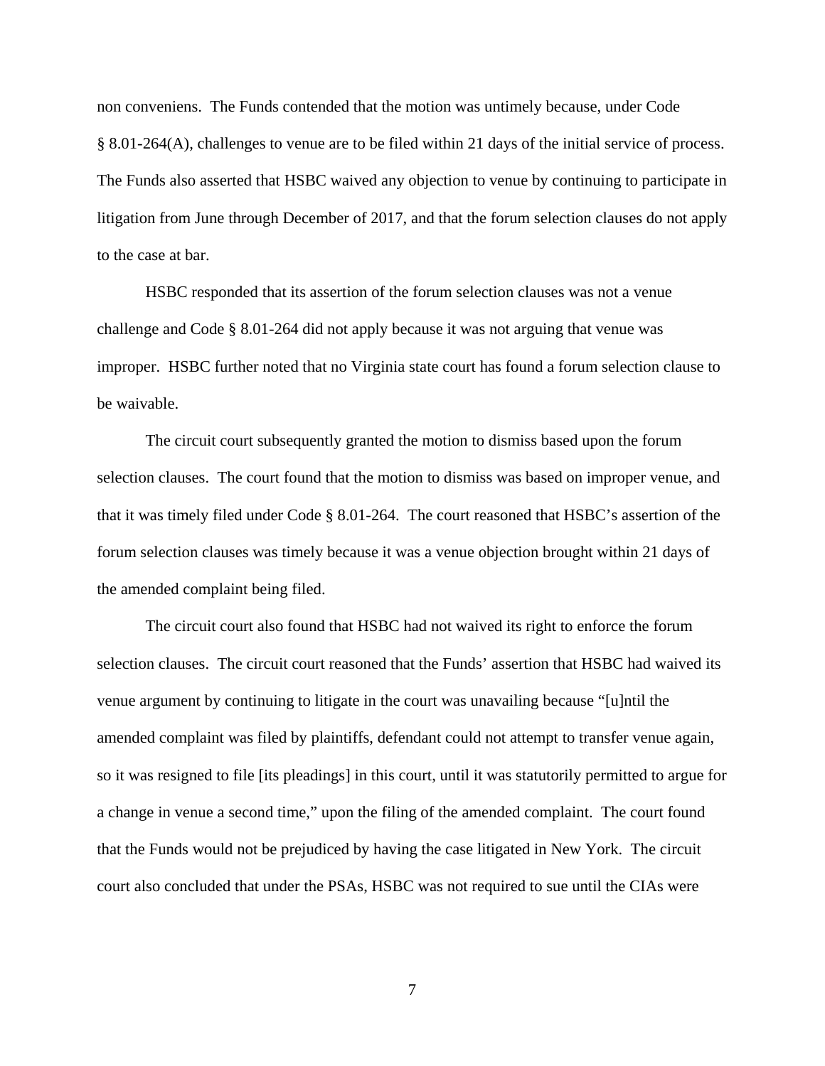non conveniens. The Funds contended that the motion was untimely because, under Code § 8.01-264(A), challenges to venue are to be filed within 21 days of the initial service of process. The Funds also asserted that HSBC waived any objection to venue by continuing to participate in litigation from June through December of 2017, and that the forum selection clauses do not apply to the case at bar.

HSBC responded that its assertion of the forum selection clauses was not a venue challenge and Code § 8.01-264 did not apply because it was not arguing that venue was improper. HSBC further noted that no Virginia state court has found a forum selection clause to be waivable.

The circuit court subsequently granted the motion to dismiss based upon the forum selection clauses. The court found that the motion to dismiss was based on improper venue, and that it was timely filed under Code § 8.01-264. The court reasoned that HSBC's assertion of the forum selection clauses was timely because it was a venue objection brought within 21 days of the amended complaint being filed.

The circuit court also found that HSBC had not waived its right to enforce the forum selection clauses. The circuit court reasoned that the Funds' assertion that HSBC had waived its venue argument by continuing to litigate in the court was unavailing because "[u]ntil the amended complaint was filed by plaintiffs, defendant could not attempt to transfer venue again, so it was resigned to file [its pleadings] in this court, until it was statutorily permitted to argue for a change in venue a second time," upon the filing of the amended complaint. The court found that the Funds would not be prejudiced by having the case litigated in New York. The circuit court also concluded that under the PSAs, HSBC was not required to sue until the CIAs were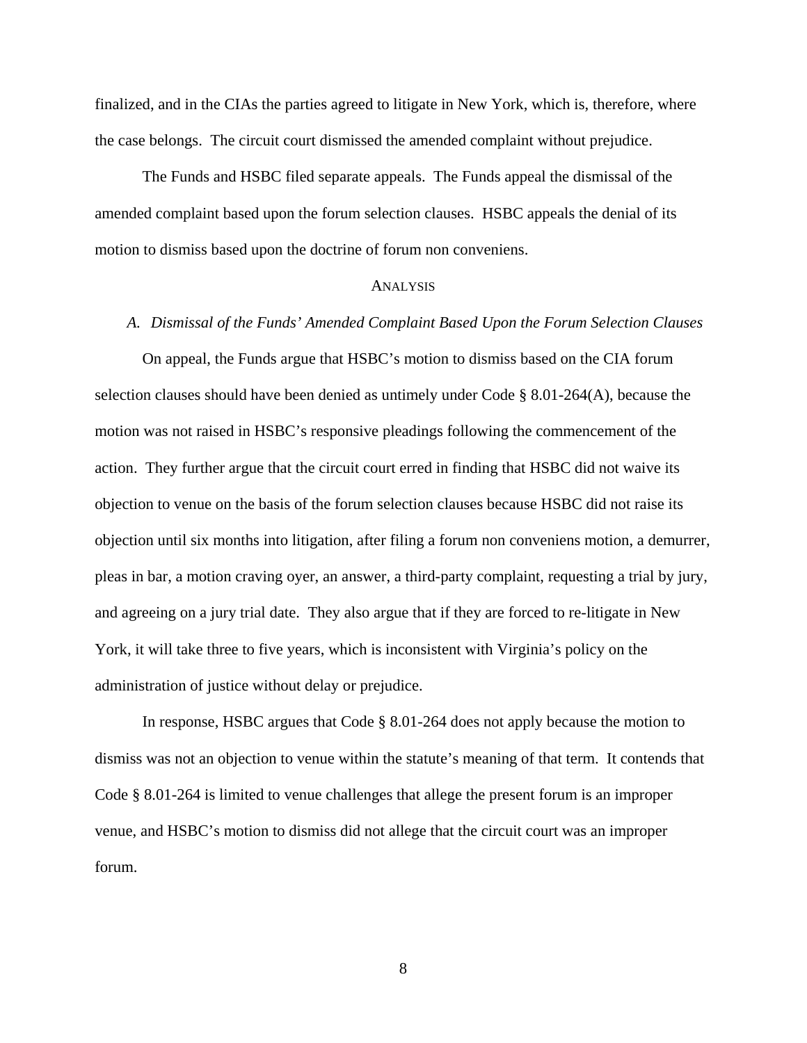finalized, and in the CIAs the parties agreed to litigate in New York, which is, therefore, where the case belongs. The circuit court dismissed the amended complaint without prejudice.

The Funds and HSBC filed separate appeals. The Funds appeal the dismissal of the amended complaint based upon the forum selection clauses. HSBC appeals the denial of its motion to dismiss based upon the doctrine of forum non conveniens.

## ANALYSIS

### *A. Dismissal of the Funds' Amended Complaint Based Upon the Forum Selection Clauses*

On appeal, the Funds argue that HSBC's motion to dismiss based on the CIA forum selection clauses should have been denied as untimely under Code § 8.01-264(A), because the motion was not raised in HSBC's responsive pleadings following the commencement of the action. They further argue that the circuit court erred in finding that HSBC did not waive its objection to venue on the basis of the forum selection clauses because HSBC did not raise its objection until six months into litigation, after filing a forum non conveniens motion, a demurrer, pleas in bar, a motion craving oyer, an answer, a third-party complaint, requesting a trial by jury, and agreeing on a jury trial date. They also argue that if they are forced to re-litigate in New York, it will take three to five years, which is inconsistent with Virginia's policy on the administration of justice without delay or prejudice.

In response, HSBC argues that Code § 8.01-264 does not apply because the motion to dismiss was not an objection to venue within the statute's meaning of that term. It contends that Code § 8.01-264 is limited to venue challenges that allege the present forum is an improper venue, and HSBC's motion to dismiss did not allege that the circuit court was an improper forum.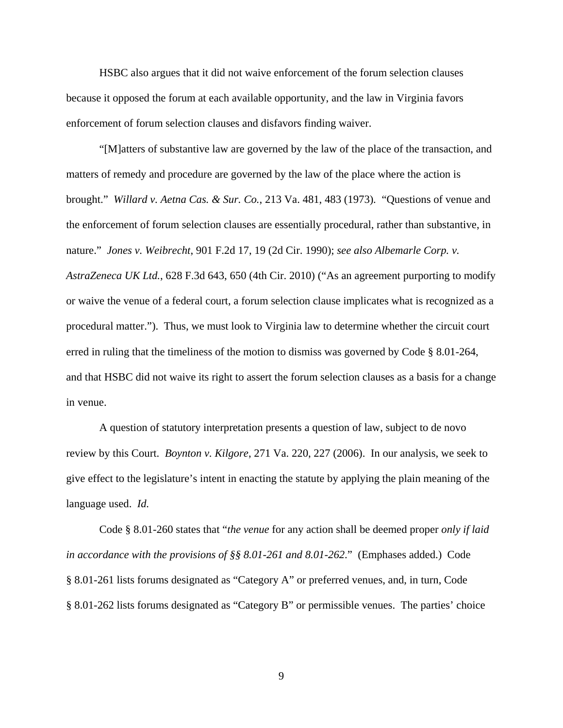HSBC also argues that it did not waive enforcement of the forum selection clauses because it opposed the forum at each available opportunity, and the law in Virginia favors enforcement of forum selection clauses and disfavors finding waiver.

"[M]atters of substantive law are governed by the law of the place of the transaction, and matters of remedy and procedure are governed by the law of the place where the action is brought." *Willard v. Aetna Cas. & Sur. Co.*, 213 Va. 481, 483 (1973). "Questions of venue and the enforcement of forum selection clauses are essentially procedural, rather than substantive, in nature." *Jones v. Weibrecht*, 901 F.2d 17, 19 (2d Cir. 1990); *see also Albemarle Corp. v. AstraZeneca UK Ltd.*, 628 F.3d 643, 650 (4th Cir. 2010) ("As an agreement purporting to modify or waive the venue of a federal court, a forum selection clause implicates what is recognized as a procedural matter."). Thus, we must look to Virginia law to determine whether the circuit court erred in ruling that the timeliness of the motion to dismiss was governed by Code § 8.01-264, and that HSBC did not waive its right to assert the forum selection clauses as a basis for a change in venue.

A question of statutory interpretation presents a question of law, subject to de novo review by this Court. *Boynton v. Kilgore*, 271 Va. 220, 227 (2006). In our analysis, we seek to give effect to the legislature's intent in enacting the statute by applying the plain meaning of the language used. *Id.*

Code § 8.01-260 states that "*the venue* for any action shall be deemed proper *only if laid in accordance with the provisions of §§ 8.01-261 and 8.01-262*." (Emphases added.) Code § 8.01-261 lists forums designated as "Category A" or preferred venues, and, in turn, Code § 8.01-262 lists forums designated as "Category B" or permissible venues. The parties' choice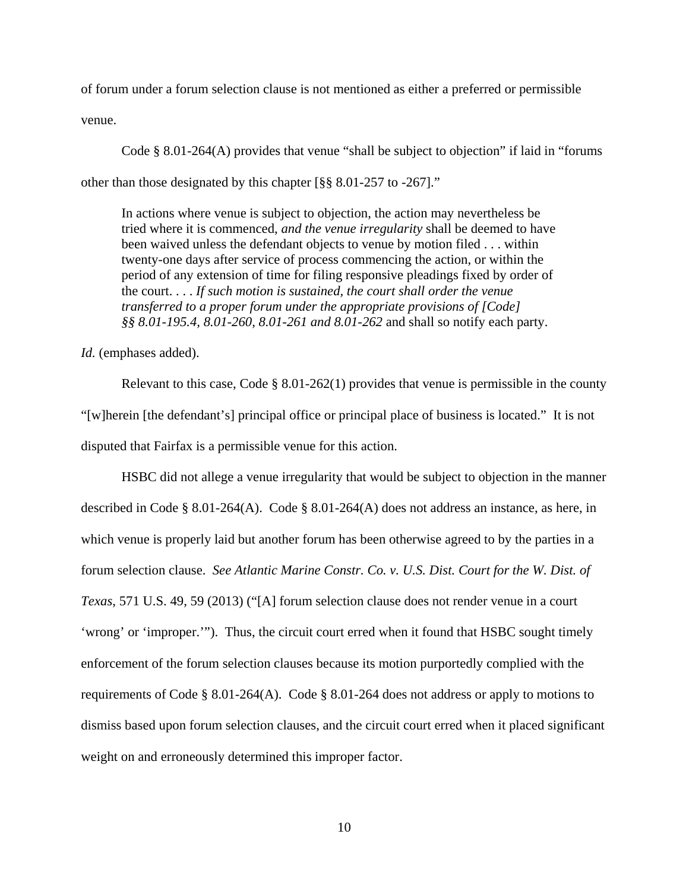of forum under a forum selection clause is not mentioned as either a preferred or permissible venue.

Code § 8.01-264(A) provides that venue "shall be subject to objection" if laid in "forums other than those designated by this chapter [§§ 8.01-257 to -267]."

> In actions where venue is subject to objection, the action may nevertheless be tried where it is commenced, *and the venue irregularity* shall be deemed to have been waived unless the defendant objects to venue by motion filed . . . within twenty-one days after service of process commencing the action, or within the period of any extension of time for filing responsive pleadings fixed by order of the court. . . . *If such motion is sustained, the court shall order the venue transferred to a proper forum under the appropriate provisions of [Code] §§ 8.01-195.4, 8.01-260, 8.01-261 and 8.01-262* and shall so notify each party.

*Id.* (emphases added).

Relevant to this case, Code § 8.01-262(1) provides that venue is permissible in the county "[w]herein [the defendant's] principal office or principal place of business is located." It is not disputed that Fairfax is a permissible venue for this action.

HSBC did not allege a venue irregularity that would be subject to objection in the manner described in Code § 8.01-264(A). Code § 8.01-264(A) does not address an instance, as here, in which venue is properly laid but another forum has been otherwise agreed to by the parties in a forum selection clause. *See Atlantic Marine Constr. Co. v. U.S. Dist. Court for the W. Dist. of Texas*, 571 U.S. 49, 59 (2013) ("[A] forum selection clause does not render venue in a court 'wrong' or 'improper.'"). Thus, the circuit court erred when it found that HSBC sought timely enforcement of the forum selection clauses because its motion purportedly complied with the requirements of Code § 8.01-264(A). Code § 8.01-264 does not address or apply to motions to dismiss based upon forum selection clauses, and the circuit court erred when it placed significant weight on and erroneously determined this improper factor.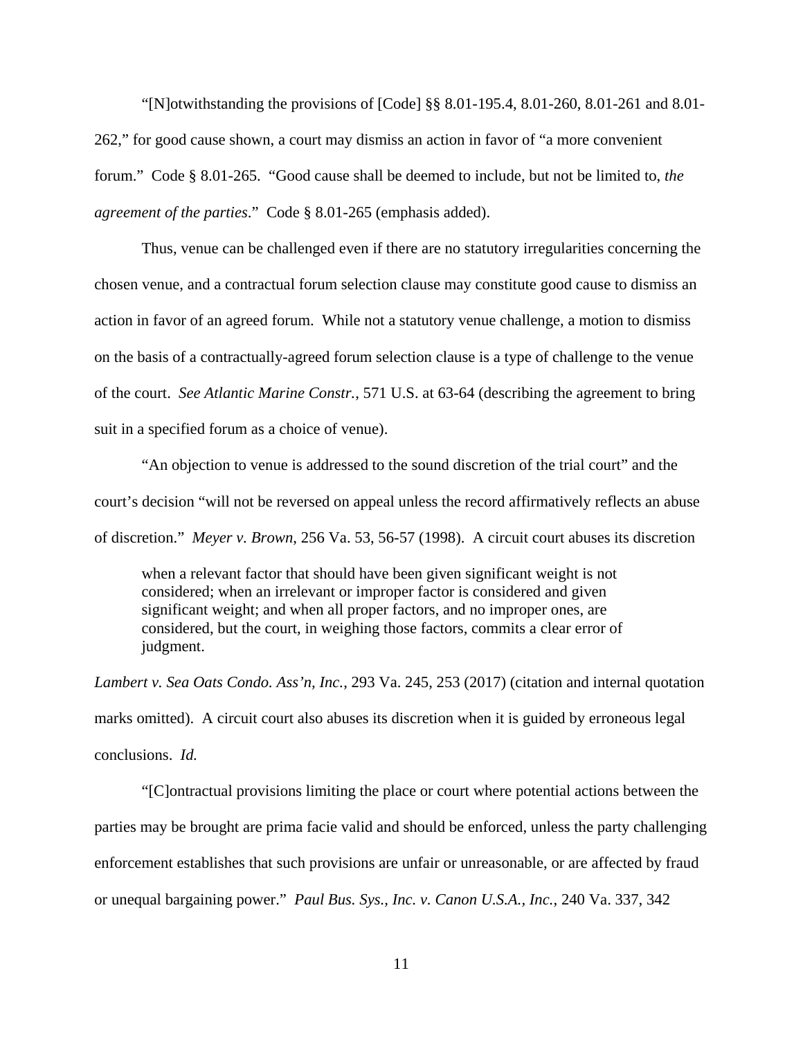"[N]otwithstanding the provisions of [Code] §§ 8.01-195.4, 8.01-260, 8.01-261 and 8.01-262," for good cause shown, a court may dismiss an action in favor of "a more convenient forum." Code § 8.01-265. "Good cause shall be deemed to include, but not be limited to, *the agreement of the parties*." Code § 8.01-265 (emphasis added).

Thus, venue can be challenged even if there are no statutory irregularities concerning the chosen venue, and a contractual forum selection clause may constitute good cause to dismiss an action in favor of an agreed forum. While not a statutory venue challenge, a motion to dismiss on the basis of a contractually-agreed forum selection clause is a type of challenge to the venue of the court. *See Atlantic Marine Constr.*, 571 U.S. at 63-64 (describing the agreement to bring suit in a specified forum as a choice of venue).

"An objection to venue is addressed to the sound discretion of the trial court" and the court's decision "will not be reversed on appeal unless the record affirmatively reflects an abuse of discretion." *Meyer v. Brown*, 256 Va. 53, 56-57 (1998). A circuit court abuses its discretion

> when a relevant factor that should have been given significant weight is not considered; when an irrelevant or improper factor is considered and given significant weight; and when all proper factors, and no improper ones, are considered, but the court, in weighing those factors, commits a clear error of judgment.

*Lambert v. Sea Oats Condo. Ass'n, Inc.*, 293 Va. 245, 253 (2017) (citation and internal quotation marks omitted). A circuit court also abuses its discretion when it is guided by erroneous legal conclusions. *Id.*

"[C]ontractual provisions limiting the place or court where potential actions between the parties may be brought are prima facie valid and should be enforced, unless the party challenging enforcement establishes that such provisions are unfair or unreasonable, or are affected by fraud or unequal bargaining power." *Paul Bus. Sys., Inc. v. Canon U.S.A., Inc.*, 240 Va. 337, 342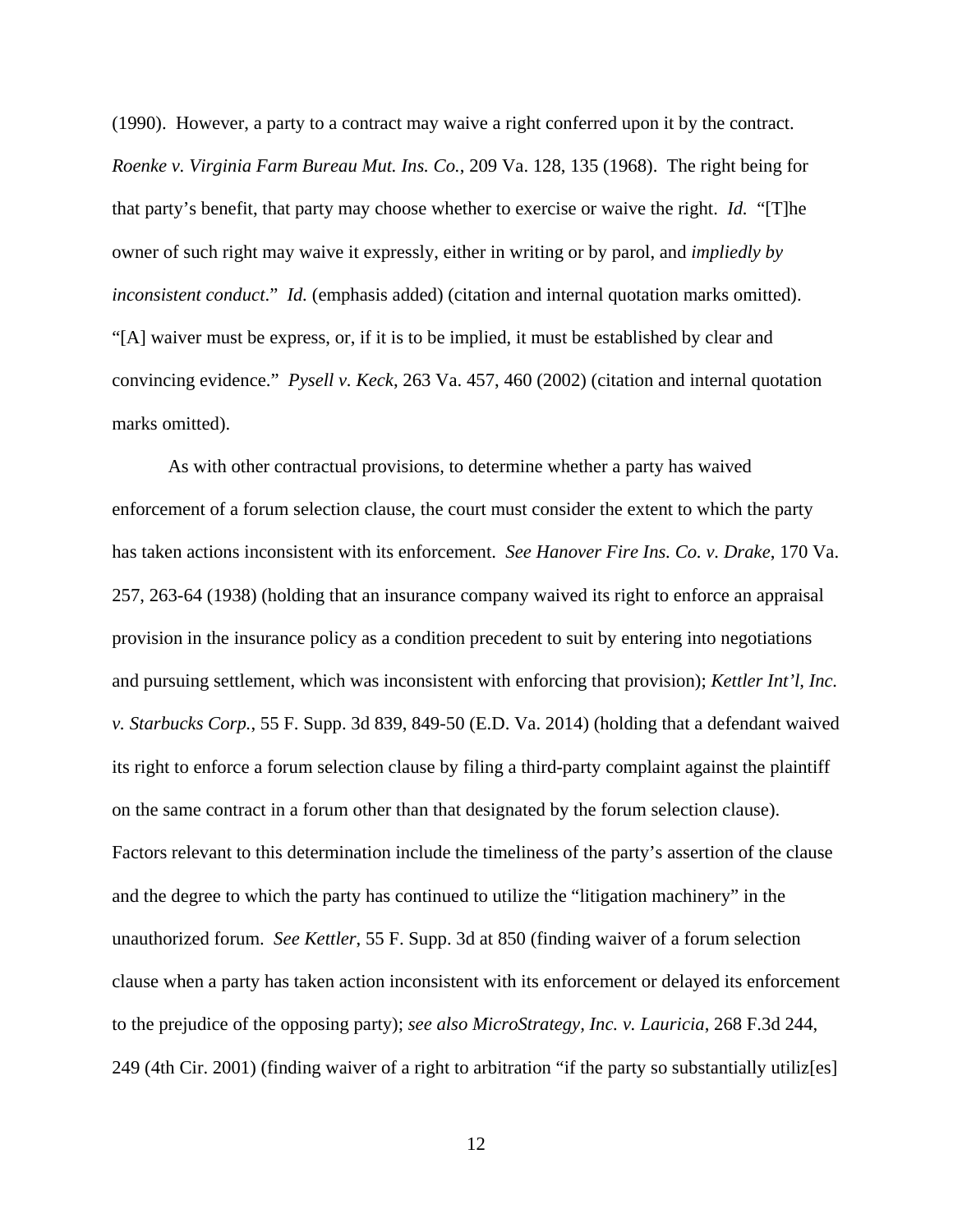(1990). However, a party to a contract may waive a right conferred upon it by the contract. *Roenke v. Virginia Farm Bureau Mut. Ins. Co.*, 209 Va. 128, 135 (1968). The right being for that party's benefit, that party may choose whether to exercise or waive the right. *Id.* "[T]he owner of such right may waive it expressly, either in writing or by parol, and *impliedly by inconsistent conduct*." *Id.* (emphasis added) (citation and internal quotation marks omitted). "[A] waiver must be express, or, if it is to be implied, it must be established by clear and convincing evidence." *Pysell v. Keck*, 263 Va. 457, 460 (2002) (citation and internal quotation marks omitted).

As with other contractual provisions, to determine whether a party has waived enforcement of a forum selection clause, the court must consider the extent to which the party has taken actions inconsistent with its enforcement. *See Hanover Fire Ins. Co. v. Drake*, 170 Va. 257, 263-64 (1938) (holding that an insurance company waived its right to enforce an appraisal provision in the insurance policy as a condition precedent to suit by entering into negotiations and pursuing settlement, which was inconsistent with enforcing that provision); *Kettler Int'l, Inc. v. Starbucks Corp.*, 55 F. Supp. 3d 839, 849-50 (E.D. Va. 2014) (holding that a defendant waived its right to enforce a forum selection clause by filing a third-party complaint against the plaintiff on the same contract in a forum other than that designated by the forum selection clause). Factors relevant to this determination include the timeliness of the party's assertion of the clause and the degree to which the party has continued to utilize the "litigation machinery" in the unauthorized forum. *See Kettler*, 55 F. Supp. 3d at 850 (finding waiver of a forum selection clause when a party has taken action inconsistent with its enforcement or delayed its enforcement to the prejudice of the opposing party); *see also MicroStrategy, Inc. v. Lauricia*, 268 F.3d 244, 249 (4th Cir. 2001) (finding waiver of a right to arbitration "if the party so substantially utiliz[es]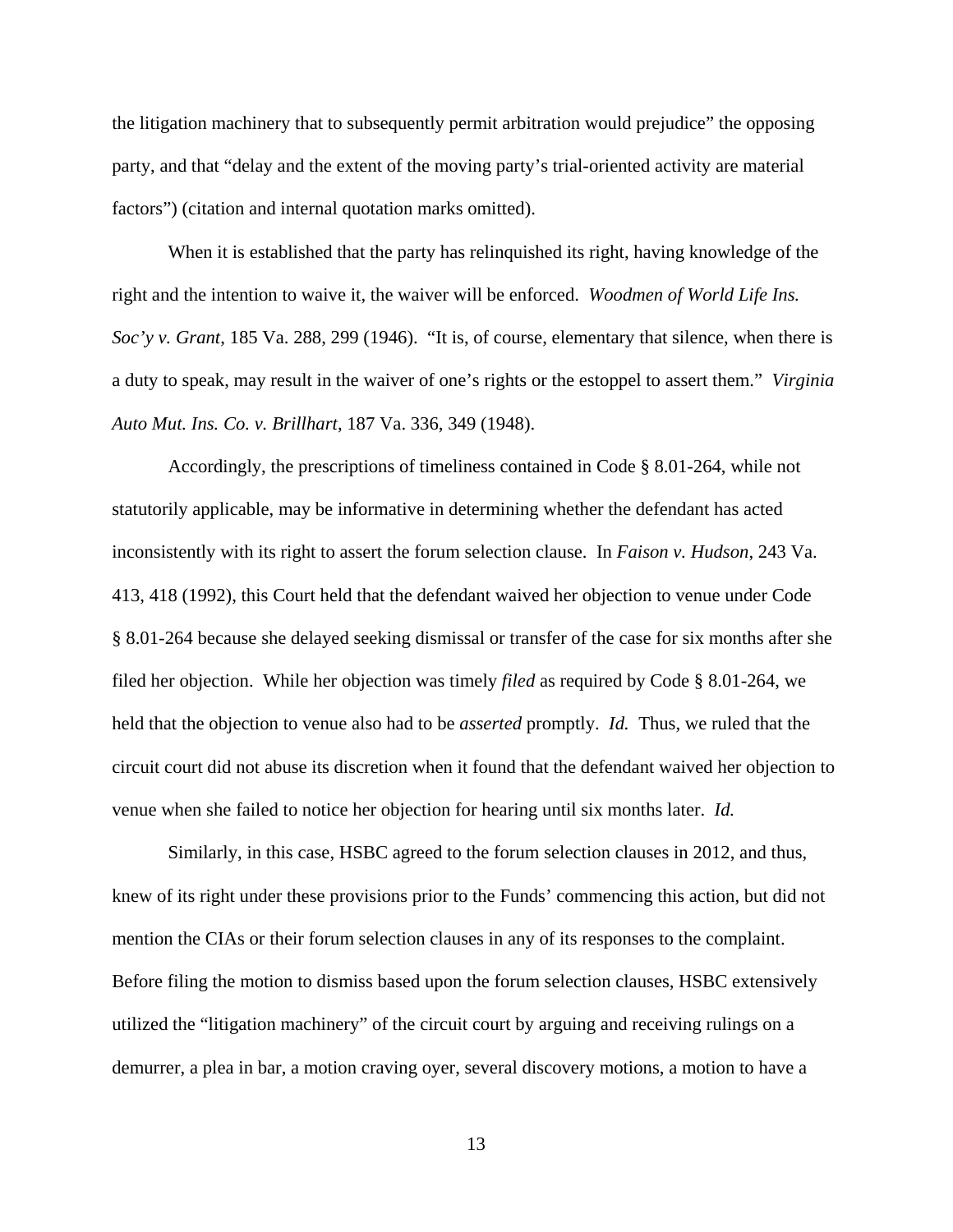the litigation machinery that to subsequently permit arbitration would prejudice" the opposing party, and that "delay and the extent of the moving party's trial-oriented activity are material factors") (citation and internal quotation marks omitted).

When it is established that the party has relinquished its right, having knowledge of the right and the intention to waive it, the waiver will be enforced. *Woodmen of World Life Ins. Soc'y v. Grant*, 185 Va. 288, 299 (1946). "It is, of course, elementary that silence, when there is a duty to speak, may result in the waiver of one's rights or the estoppel to assert them." *Virginia Auto Mut. Ins. Co. v. Brillhart*, 187 Va. 336, 349 (1948).

Accordingly, the prescriptions of timeliness contained in Code § 8.01-264, while not statutorily applicable, may be informative in determining whether the defendant has acted inconsistently with its right to assert the forum selection clause. In *Faison v. Hudson*, 243 Va. 413, 418 (1992), this Court held that the defendant waived her objection to venue under Code § 8.01-264 because she delayed seeking dismissal or transfer of the case for six months after she filed her objection. While her objection was timely *filed* as required by Code § 8.01-264, we held that the objection to venue also had to be *asserted* promptly. *Id.* Thus, we ruled that the circuit court did not abuse its discretion when it found that the defendant waived her objection to venue when she failed to notice her objection for hearing until six months later. *Id.*

Similarly, in this case, HSBC agreed to the forum selection clauses in 2012, and thus, knew of its right under these provisions prior to the Funds' commencing this action, but did not mention the CIAs or their forum selection clauses in any of its responses to the complaint. Before filing the motion to dismiss based upon the forum selection clauses, HSBC extensively utilized the "litigation machinery" of the circuit court by arguing and receiving rulings on a demurrer, a plea in bar, a motion craving oyer, several discovery motions, a motion to have a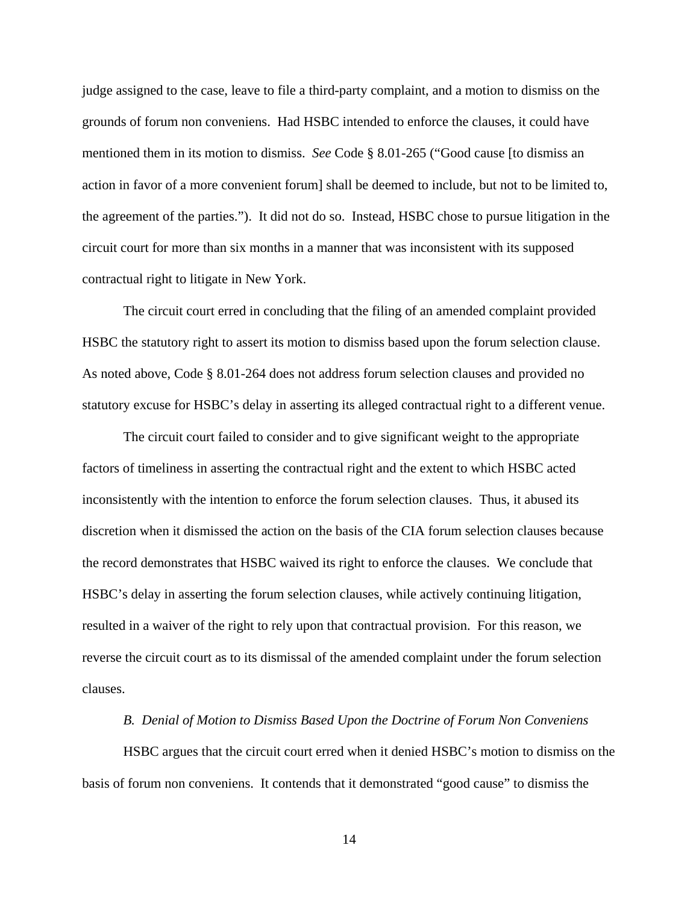judge assigned to the case, leave to file a third-party complaint, and a motion to dismiss on the grounds of forum non conveniens. Had HSBC intended to enforce the clauses, it could have mentioned them in its motion to dismiss. *See* Code § 8.01-265 ("Good cause [to dismiss an action in favor of a more convenient forum] shall be deemed to include, but not to be limited to, the agreement of the parties."). It did not do so. Instead, HSBC chose to pursue litigation in the circuit court for more than six months in a manner that was inconsistent with its supposed contractual right to litigate in New York.

The circuit court erred in concluding that the filing of an amended complaint provided HSBC the statutory right to assert its motion to dismiss based upon the forum selection clause. As noted above, Code § 8.01-264 does not address forum selection clauses and provided no statutory excuse for HSBC's delay in asserting its alleged contractual right to a different venue.

The circuit court failed to consider and to give significant weight to the appropriate factors of timeliness in asserting the contractual right and the extent to which HSBC acted inconsistently with the intention to enforce the forum selection clauses. Thus, it abused its discretion when it dismissed the action on the basis of the CIA forum selection clauses because the record demonstrates that HSBC waived its right to enforce the clauses. We conclude that HSBC's delay in asserting the forum selection clauses, while actively continuing litigation, resulted in a waiver of the right to rely upon that contractual provision. For this reason, we reverse the circuit court as to its dismissal of the amended complaint under the forum selection clauses.

### *B. Denial of Motion to Dismiss Based Upon the Doctrine of Forum Non Conveniens*

HSBC argues that the circuit court erred when it denied HSBC's motion to dismiss on the basis of forum non conveniens. It contends that it demonstrated "good cause" to dismiss the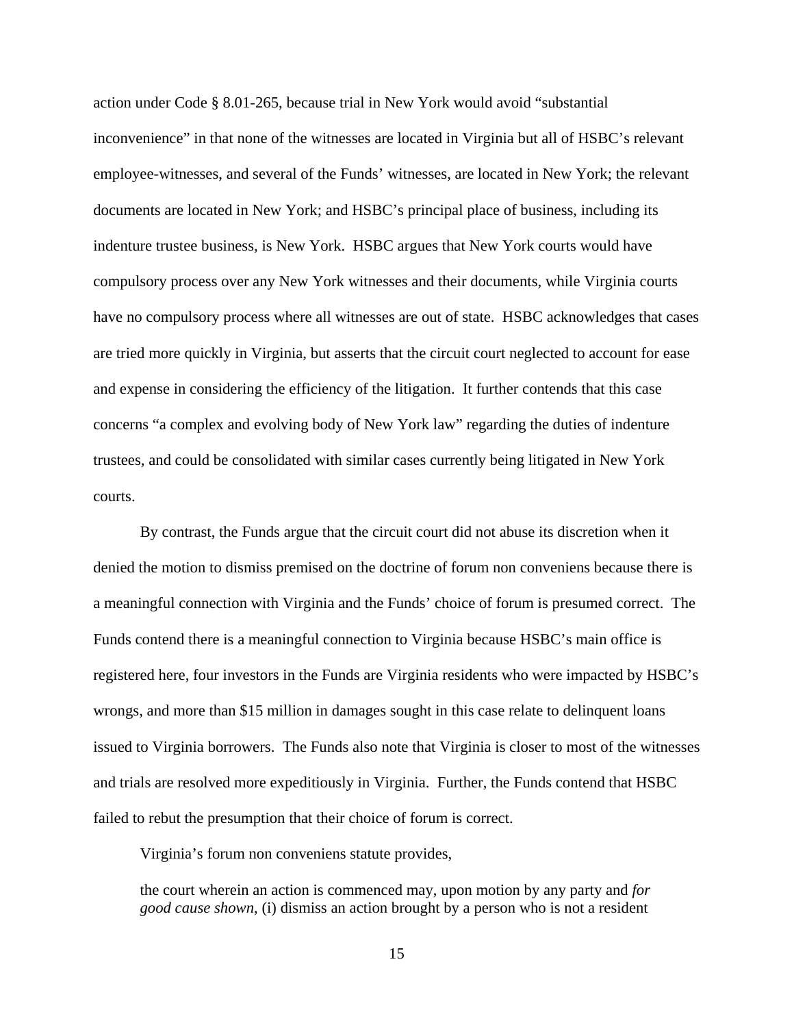action under Code § 8.01-265, because trial in New York would avoid "substantial inconvenience" in that none of the witnesses are located in Virginia but all of HSBC's relevant employee-witnesses, and several of the Funds' witnesses, are located in New York; the relevant documents are located in New York; and HSBC's principal place of business, including its indenture trustee business, is New York. HSBC argues that New York courts would have compulsory process over any New York witnesses and their documents, while Virginia courts have no compulsory process where all witnesses are out of state. HSBC acknowledges that cases are tried more quickly in Virginia, but asserts that the circuit court neglected to account for ease and expense in considering the efficiency of the litigation. It further contends that this case concerns "a complex and evolving body of New York law" regarding the duties of indenture trustees, and could be consolidated with similar cases currently being litigated in New York courts.

By contrast, the Funds argue that the circuit court did not abuse its discretion when it denied the motion to dismiss premised on the doctrine of forum non conveniens because there is a meaningful connection with Virginia and the Funds' choice of forum is presumed correct. The Funds contend there is a meaningful connection to Virginia because HSBC's main office is registered here, four investors in the Funds are Virginia residents who were impacted by HSBC's wrongs, and more than $15 million in damages sought in this case relate to delinquent loans issued to Virginia borrowers. The Funds also note that Virginia is closer to most of the witnesses and trials are resolved more expeditiously in Virginia. Further, the Funds contend that HSBC failed to rebut the presumption that their choice of forum is correct.

Virginia's forum non conveniens statute provides,

> the court wherein an action is commenced may, upon motion by any party and *for good cause shown*, (i) dismiss an action brought by a person who is not a resident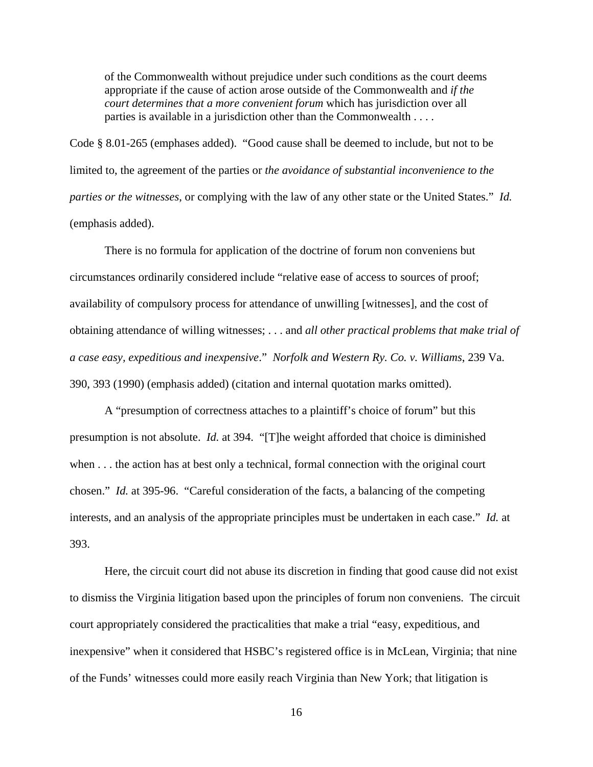> of the Commonwealth without prejudice under such conditions as the court deems appropriate if the cause of action arose outside of the Commonwealth and *if the court determines that a more convenient forum* which has jurisdiction over all parties is available in a jurisdiction other than the Commonwealth . . . .

Code § 8.01-265 (emphases added). "Good cause shall be deemed to include, but not to be limited to, the agreement of the parties or *the avoidance of substantial inconvenience to the parties or the witnesses*, or complying with the law of any other state or the United States." *Id.* (emphasis added).

There is no formula for application of the doctrine of forum non conveniens but circumstances ordinarily considered include "relative ease of access to sources of proof; availability of compulsory process for attendance of unwilling [witnesses], and the cost of obtaining attendance of willing witnesses; . . . and *all other practical problems that make trial of a case easy, expeditious and inexpensive*." *Norfolk and Western Ry. Co. v. Williams*, 239 Va. 390, 393 (1990) (emphasis added) (citation and internal quotation marks omitted).

A "presumption of correctness attaches to a plaintiff's choice of forum" but this presumption is not absolute. *Id.* at 394. "[T]he weight afforded that choice is diminished when . . . the action has at best only a technical, formal connection with the original court chosen." *Id.* at 395-96. "Careful consideration of the facts, a balancing of the competing interests, and an analysis of the appropriate principles must be undertaken in each case." *Id.* at 393.

Here, the circuit court did not abuse its discretion in finding that good cause did not exist to dismiss the Virginia litigation based upon the principles of forum non conveniens. The circuit court appropriately considered the practicalities that make a trial "easy, expeditious, and inexpensive" when it considered that HSBC's registered office is in McLean, Virginia; that nine of the Funds' witnesses could more easily reach Virginia than New York; that litigation is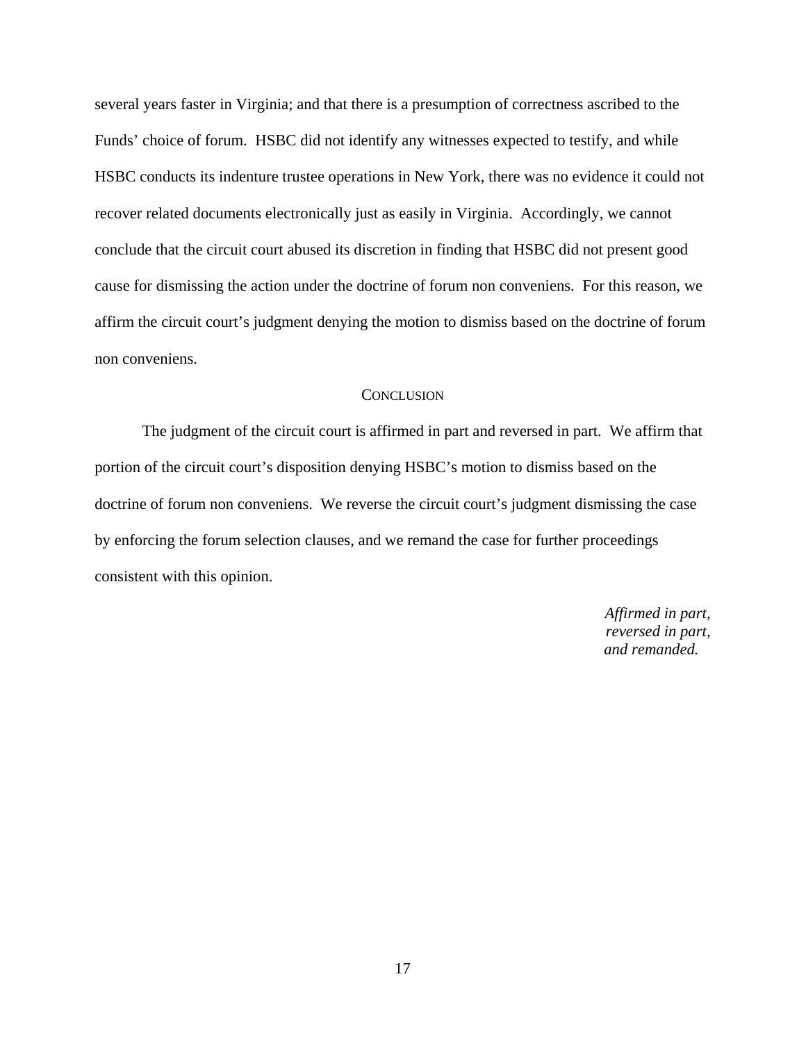several years faster in Virginia; and that there is a presumption of correctness ascribed to the Funds' choice of forum. HSBC did not identify any witnesses expected to testify, and while HSBC conducts its indenture trustee operations in New York, there was no evidence it could not recover related documents electronically just as easily in Virginia. Accordingly, we cannot conclude that the circuit court abused its discretion in finding that HSBC did not present good cause for dismissing the action under the doctrine of forum non conveniens. For this reason, we affirm the circuit court's judgment denying the motion to dismiss based on the doctrine of forum non conveniens.

## CONCLUSION

The judgment of the circuit court is affirmed in part and reversed in part. We affirm that portion of the circuit court's disposition denying HSBC's motion to dismiss based on the doctrine of forum non conveniens. We reverse the circuit court's judgment dismissing the case by enforcing the forum selection clauses, and we remand the case for further proceedings consistent with this opinion.

*Affirmed in part,*
*reversed in part,*
*and remanded.*